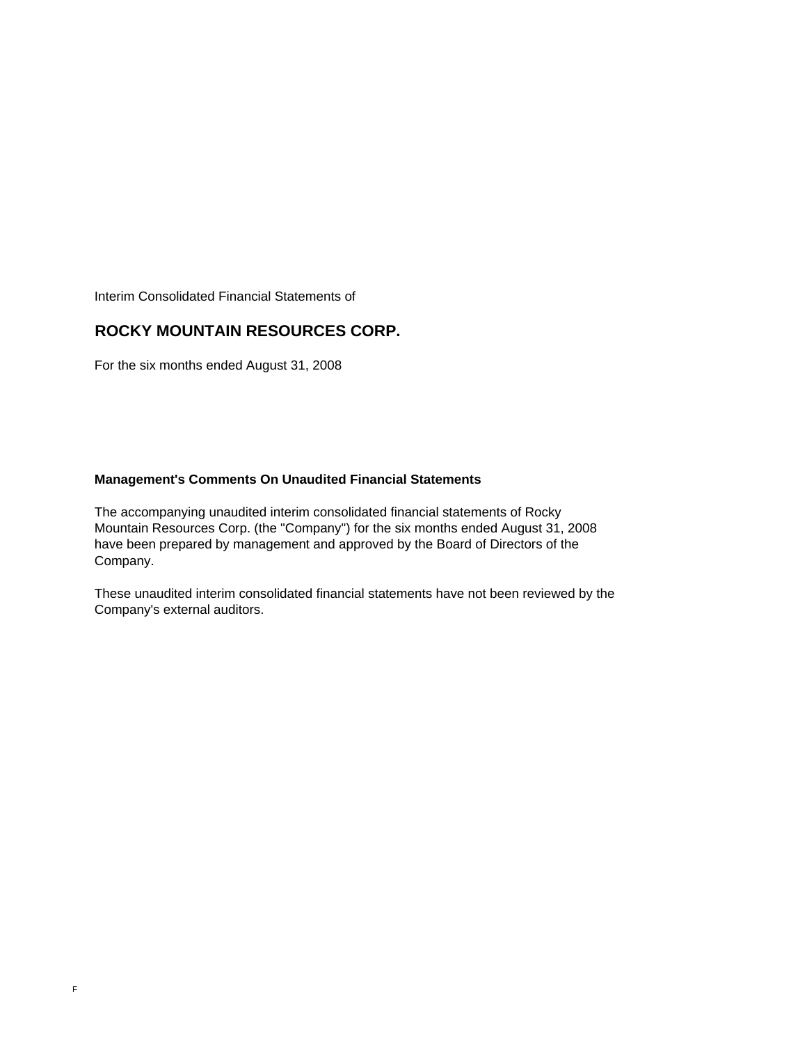Interim Consolidated Financial Statements of

# ROCKY MOUNTAIN RESOURCES CORP.

For the six months ended August 31, 2008

**Management's Comments On Unaudited Financial Statements**

The accompanying unaudited interim consolidated financial statements of Rocky Mountain Resources Corp. (the "Company") for the six months ended August 31, 2008 have been prepared by management and approved by the Board of Directors of the Company.

These unaudited interim consolidated financial statements have not been reviewed by the Company's external auditors.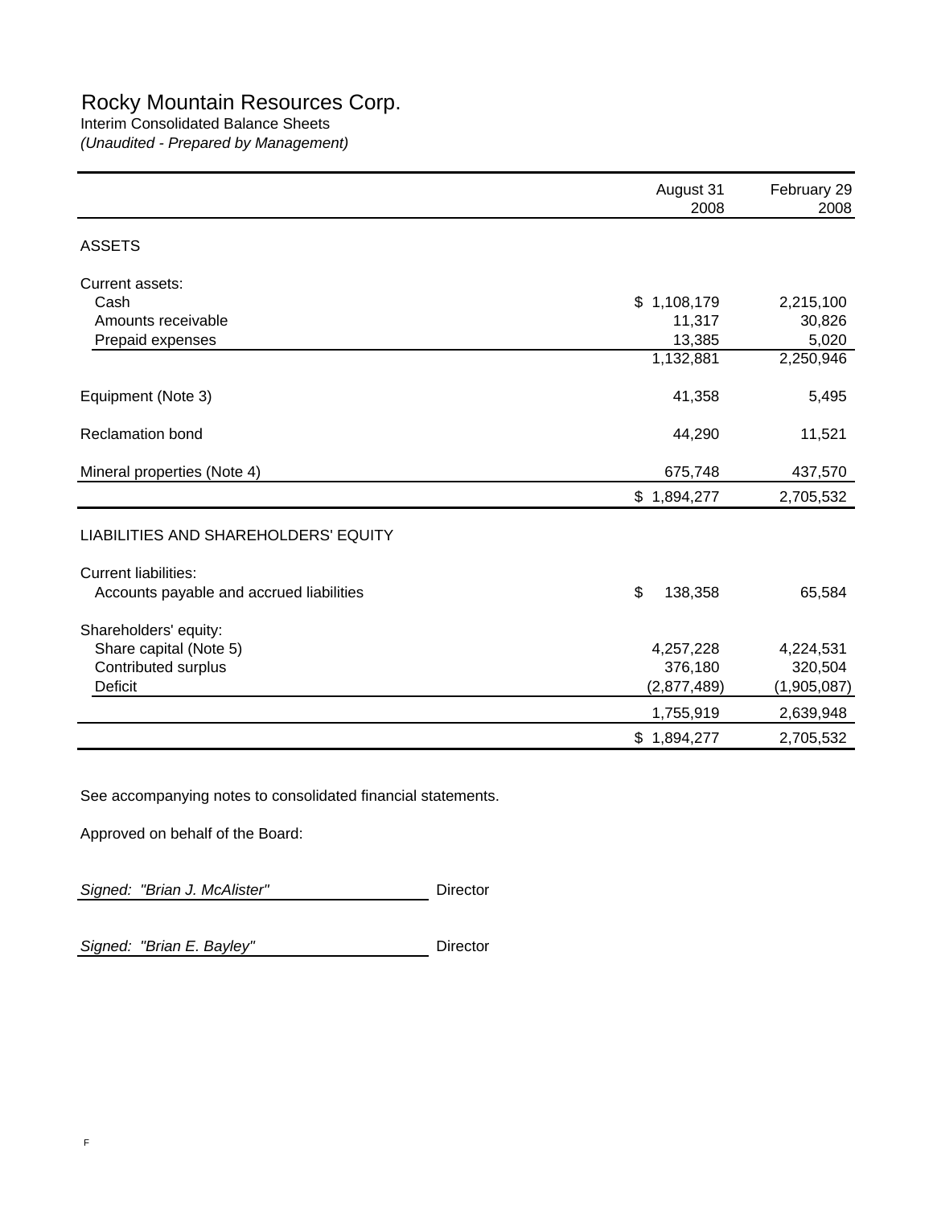# Rocky Mountain Resources Corp.

Interim Consolidated Balance Sheets

*(Unaudited - Prepared by Management)*

| | August 31 2008 | February 29 2008 |
|---|---|---|
| **ASSETS** | | |
| Current assets: | | |
| Cash | $ 1,108,179 | 2,215,100 |
| Amounts receivable | 11,317 | 30,826 |
| Prepaid expenses | 13,385 | 5,020 |
| | 1,132,881 | 2,250,946 |
| Equipment (Note 3) | 41,358 | 5,495 |
| Reclamation bond | 44,290 | 11,521 |
| Mineral properties (Note 4) | 675,748 | 437,570 |
| | $ 1,894,277 | 2,705,532 |
| **LIABILITIES AND SHAREHOLDERS' EQUITY** | | |
| Current liabilities: | | |
| Accounts payable and accrued liabilities | $ 138,358 | 65,584 |
| Shareholders' equity: | | |
| Share capital (Note 5) | 4,257,228 | 4,224,531 |
| Contributed surplus | 376,180 | 320,504 |
| Deficit | (2,877,489) | (1,905,087) |
| | 1,755,919 | 2,639,948 |
| | $ 1,894,277 | 2,705,532 |

See accompanying notes to consolidated financial statements.

Approved on behalf of the Board:

*Signed: "Brian J. McAlister"* Director

*Signed: "Brian E. Bayley"* Director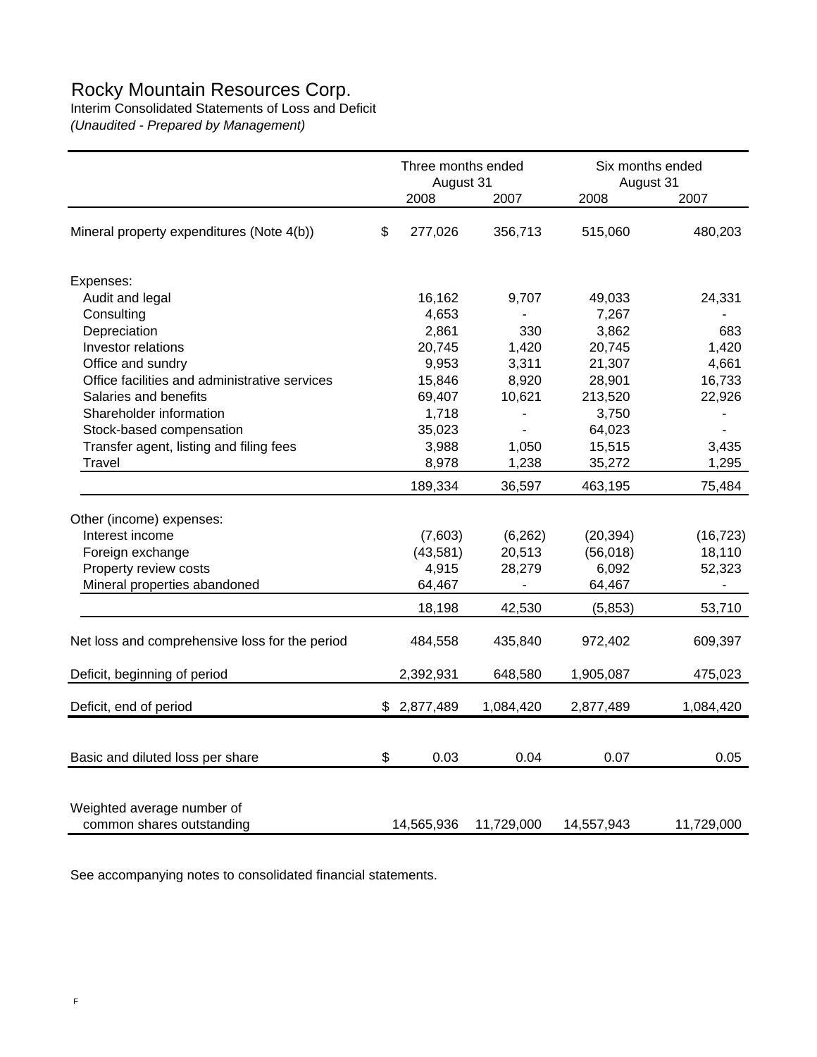# Rocky Mountain Resources Corp.

Interim Consolidated Statements of Loss and Deficit

*(Unaudited - Prepared by Management)*

| | Three months ended August 31 | | Six months ended August 31 | |
|---|---|---|---|---|
| | 2008 | 2007 | 2008 | 2007 |
| Mineral property expenditures (Note 4(b)) | $ 277,026 | 356,713 | 515,060 | 480,203 |
| Expenses: | | | | |
| Audit and legal | 16,162 | 9,707 | 49,033 | 24,331 |
| Consulting | 4,653 | - | 7,267 | - |
| Depreciation | 2,861 | 330 | 3,862 | 683 |
| Investor relations | 20,745 | 1,420 | 20,745 | 1,420 |
| Office and sundry | 9,953 | 3,311 | 21,307 | 4,661 |
| Office facilities and administrative services | 15,846 | 8,920 | 28,901 | 16,733 |
| Salaries and benefits | 69,407 | 10,621 | 213,520 | 22,926 |
| Shareholder information | 1,718 | - | 3,750 | - |
| Stock-based compensation | 35,023 | - | 64,023 | - |
| Transfer agent, listing and filing fees | 3,988 | 1,050 | 15,515 | 3,435 |
| Travel | 8,978 | 1,238 | 35,272 | 1,295 |
| | 189,334 | 36,597 | 463,195 | 75,484 |
| Other (income) expenses: | | | | |
| Interest income | (7,603) | (6,262) | (20,394) | (16,723) |
| Foreign exchange | (43,581) | 20,513 | (56,018) | 18,110 |
| Property review costs | 4,915 | 28,279 | 6,092 | 52,323 |
| Mineral properties abandoned | 64,467 | - | 64,467 | - |
| | 18,198 | 42,530 | (5,853) | 53,710 |
| Net loss and comprehensive loss for the period | 484,558 | 435,840 | 972,402 | 609,397 |
| Deficit, beginning of period | 2,392,931 | 648,580 | 1,905,087 | 475,023 |
| Deficit, end of period | $ 2,877,489 | 1,084,420 | 2,877,489 | 1,084,420 |
| Basic and diluted loss per share | $ 0.03 | 0.04 | 0.07 | 0.05 |
| Weighted average number of common shares outstanding | 14,565,936 | 11,729,000 | 14,557,943 | 11,729,000 |

See accompanying notes to consolidated financial statements.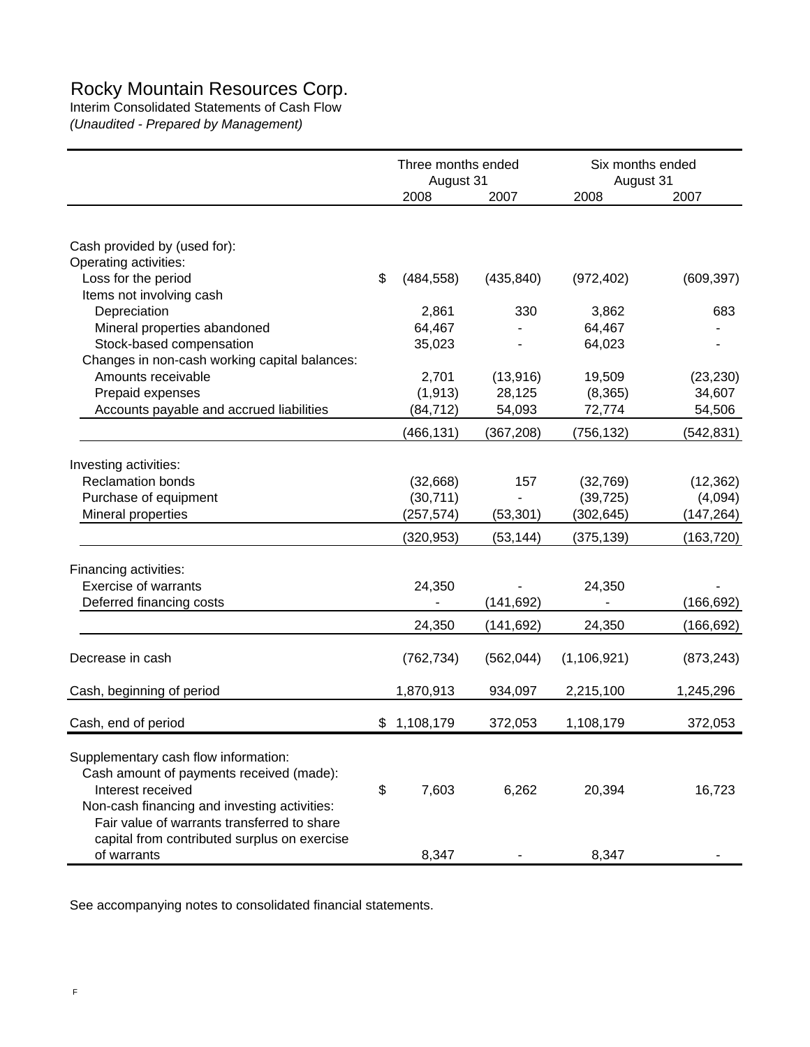# Rocky Mountain Resources Corp.

Interim Consolidated Statements of Cash Flow

*(Unaudited - Prepared by Management)*

| | Three months ended August 31 | | Six months ended August 31 | |
|---|---|---|---|---|
| | 2008 | 2007 | 2008 | 2007 |
| Cash provided by (used for): | | | | |
| Operating activities: | | | | |
| Loss for the period | $ (484,558) | (435,840) | (972,402) | (609,397) |
| Items not involving cash | | | | |
| Depreciation | 2,861 | 330 | 3,862 | 683 |
| Mineral properties abandoned | 64,467 | - | 64,467 | - |
| Stock-based compensation | 35,023 | - | 64,023 | - |
| Changes in non-cash working capital balances: | | | | |
| Amounts receivable | 2,701 | (13,916) | 19,509 | (23,230) |
| Prepaid expenses | (1,913) | 28,125 | (8,365) | 34,607 |
| Accounts payable and accrued liabilities | (84,712) | 54,093 | 72,774 | 54,506 |
| | (466,131) | (367,208) | (756,132) | (542,831) |
| Investing activities: | | | | |
| Reclamation bonds | (32,668) | 157 | (32,769) | (12,362) |
| Purchase of equipment | (30,711) | - | (39,725) | (4,094) |
| Mineral properties | (257,574) | (53,301) | (302,645) | (147,264) |
| | (320,953) | (53,144) | (375,139) | (163,720) |
| Financing activities: | | | | |
| Exercise of warrants | 24,350 | - | 24,350 | - |
| Deferred financing costs | - | (141,692) | - | (166,692) |
| | 24,350 | (141,692) | 24,350 | (166,692) |
| Decrease in cash | (762,734) | (562,044) | (1,106,921) | (873,243) |
| Cash, beginning of period | 1,870,913 | 934,097 | 2,215,100 | 1,245,296 |
| Cash, end of period | $ 1,108,179 | 372,053 | 1,108,179 | 372,053 |
| Supplementary cash flow information: | | | | |
| Cash amount of payments received (made): | | | | |
| Interest received | $ 7,603 | 6,262 | 20,394 | 16,723 |
| Non-cash financing and investing activities: | | | | |
| Fair value of warrants transferred to share capital from contributed surplus on exercise of warrants | 8,347 | - | 8,347 | - |

See accompanying notes to consolidated financial statements.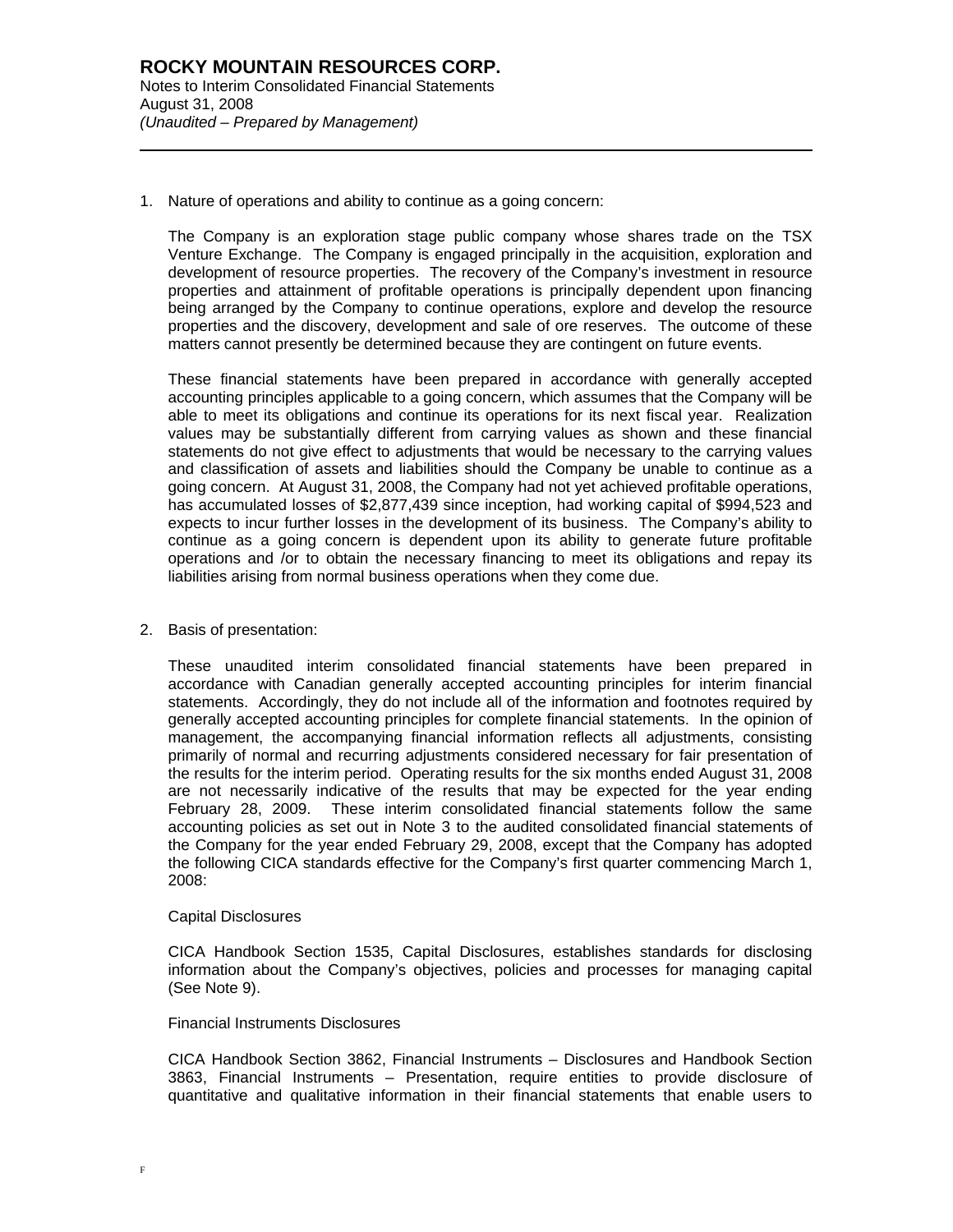1. Nature of operations and ability to continue as a going concern:

   The Company is an exploration stage public company whose shares trade on the TSX Venture Exchange. The Company is engaged principally in the acquisition, exploration and development of resource properties. The recovery of the Company's investment in resource properties and attainment of profitable operations is principally dependent upon financing being arranged by the Company to continue operations, explore and develop the resource properties and the discovery, development and sale of ore reserves. The outcome of these matters cannot presently be determined because they are contingent on future events.

   These financial statements have been prepared in accordance with generally accepted accounting principles applicable to a going concern, which assumes that the Company will be able to meet its obligations and continue its operations for its next fiscal year. Realization values may be substantially different from carrying values as shown and these financial statements do not give effect to adjustments that would be necessary to the carrying values and classification of assets and liabilities should the Company be unable to continue as a going concern. At August 31, 2008, the Company had not yet achieved profitable operations, has accumulated losses of $2,877,439 since inception, had working capital of $994,523 and expects to incur further losses in the development of its business. The Company's ability to continue as a going concern is dependent upon its ability to generate future profitable operations and /or to obtain the necessary financing to meet its obligations and repay its liabilities arising from normal business operations when they come due.

2. Basis of presentation:

   These unaudited interim consolidated financial statements have been prepared in accordance with Canadian generally accepted accounting principles for interim financial statements. Accordingly, they do not include all of the information and footnotes required by generally accepted accounting principles for complete financial statements. In the opinion of management, the accompanying financial information reflects all adjustments, consisting primarily of normal and recurring adjustments considered necessary for fair presentation of the results for the interim period. Operating results for the six months ended August 31, 2008 are not necessarily indicative of the results that may be expected for the year ending February 28, 2009. These interim consolidated financial statements follow the same accounting policies as set out in Note 3 to the audited consolidated financial statements of the Company for the year ended February 29, 2008, except that the Company has adopted the following CICA standards effective for the Company's first quarter commencing March 1, 2008:

   Capital Disclosures

   CICA Handbook Section 1535, Capital Disclosures, establishes standards for disclosing information about the Company's objectives, policies and processes for managing capital (See Note 9).

   Financial Instruments Disclosures

   CICA Handbook Section 3862, Financial Instruments – Disclosures and Handbook Section 3863, Financial Instruments – Presentation, require entities to provide disclosure of quantitative and qualitative information in their financial statements that enable users to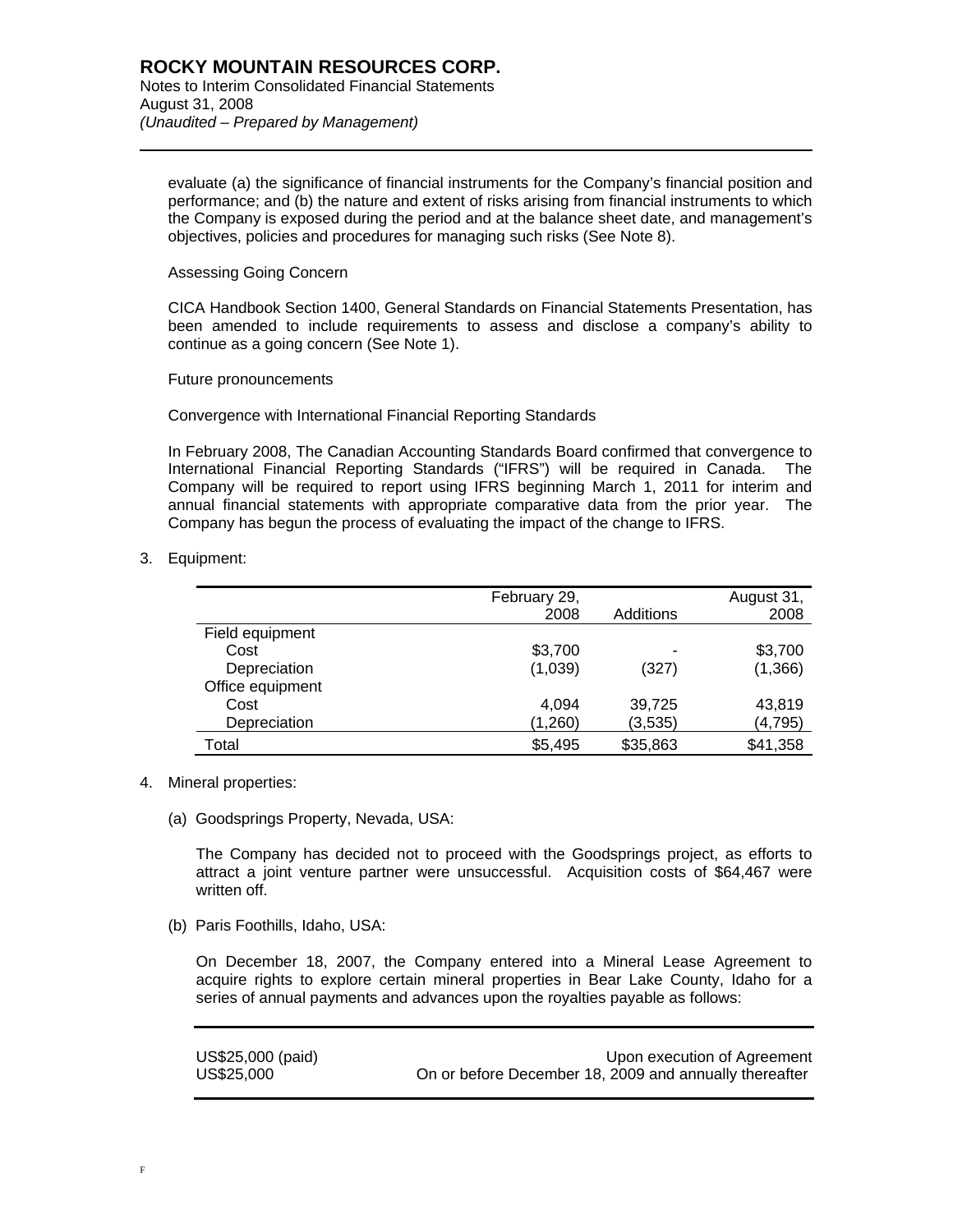evaluate (a) the significance of financial instruments for the Company's financial position and performance; and (b) the nature and extent of risks arising from financial instruments to which the Company is exposed during the period and at the balance sheet date, and management's objectives, policies and procedures for managing such risks (See Note 8).

Assessing Going Concern

CICA Handbook Section 1400, General Standards on Financial Statements Presentation, has been amended to include requirements to assess and disclose a company's ability to continue as a going concern (See Note 1).

Future pronouncements

Convergence with International Financial Reporting Standards

In February 2008, The Canadian Accounting Standards Board confirmed that convergence to International Financial Reporting Standards ("IFRS") will be required in Canada. The Company will be required to report using IFRS beginning March 1, 2011 for interim and annual financial statements with appropriate comparative data from the prior year. The Company has begun the process of evaluating the impact of the change to IFRS.

3. Equipment:

| | February 29, 2008 | Additions | August 31, 2008 |
|---|---|---|---|
| Field equipment | | | |
| Cost | $3,700 | - | $3,700 |
| Depreciation | (1,039) | (327) | (1,366) |
| Office equipment | | | |
| Cost | 4,094 | 39,725 | 43,819 |
| Depreciation | (1,260) | (3,535) | (4,795) |
| Total | $5,495 | $35,863 | $41,358 |

4. Mineral properties:

(a) Goodsprings Property, Nevada, USA:

The Company has decided not to proceed with the Goodsprings project, as efforts to attract a joint venture partner were unsuccessful. Acquisition costs of $64,467 were written off.

(b) Paris Foothills, Idaho, USA:

On December 18, 2007, the Company entered into a Mineral Lease Agreement to acquire rights to explore certain mineral properties in Bear Lake County, Idaho for a series of annual payments and advances upon the royalties payable as follows:

| | |
|---|---|
| US$25,000 (paid) | Upon execution of Agreement |
| US$25,000 | On or before December 18, 2009 and annually thereafter |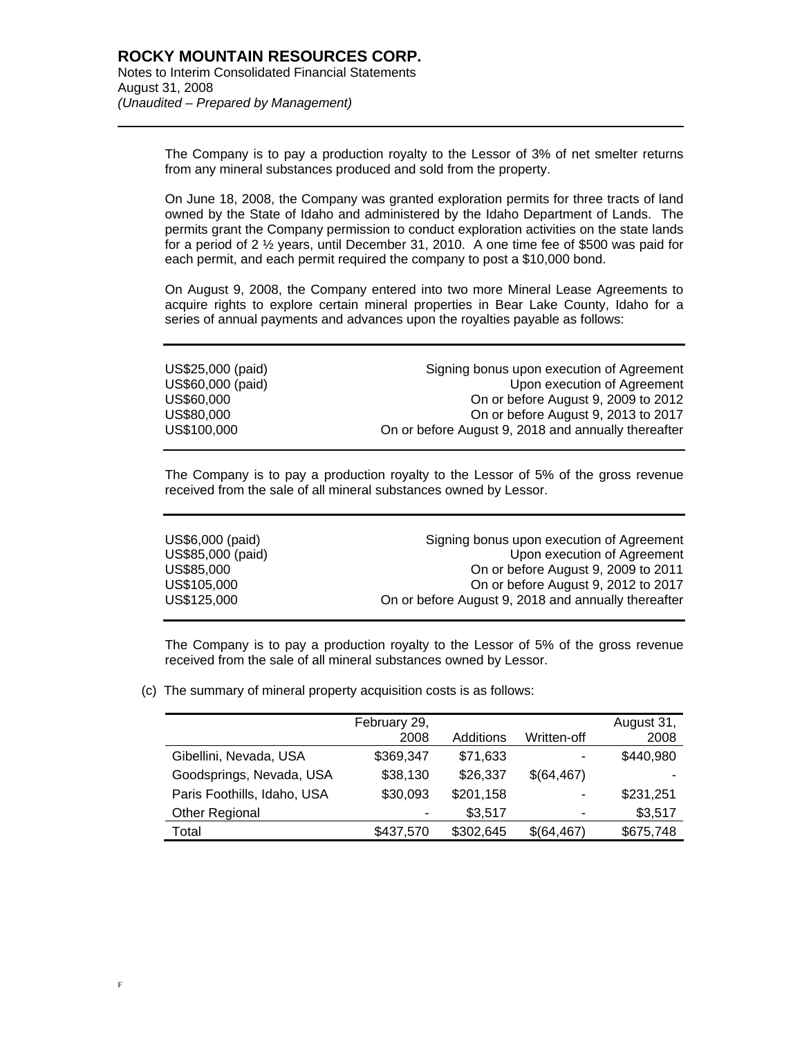The Company is to pay a production royalty to the Lessor of 3% of net smelter returns from any mineral substances produced and sold from the property.

On June 18, 2008, the Company was granted exploration permits for three tracts of land owned by the State of Idaho and administered by the Idaho Department of Lands. The permits grant the Company permission to conduct exploration activities on the state lands for a period of 2 ½ years, until December 31, 2010. A one time fee of $500 was paid for each permit, and each permit required the company to post a $10,000 bond.

On August 9, 2008, the Company entered into two more Mineral Lease Agreements to acquire rights to explore certain mineral properties in Bear Lake County, Idaho for a series of annual payments and advances upon the royalties payable as follows:

| | |
|---|---|
| US$25,000 (paid) | Signing bonus upon execution of Agreement |
| US$60,000 (paid) | Upon execution of Agreement |
| US$60,000 | On or before August 9, 2009 to 2012 |
| US$80,000 | On or before August 9, 2013 to 2017 |
| US$100,000 | On or before August 9, 2018 and annually thereafter |

The Company is to pay a production royalty to the Lessor of 5% of the gross revenue received from the sale of all mineral substances owned by Lessor.

| | |
|---|---|
| US$6,000 (paid) | Signing bonus upon execution of Agreement |
| US$85,000 (paid) | Upon execution of Agreement |
| US$85,000 | On or before August 9, 2009 to 2011 |
| US$105,000 | On or before August 9, 2012 to 2017 |
| US$125,000 | On or before August 9, 2018 and annually thereafter |

The Company is to pay a production royalty to the Lessor of 5% of the gross revenue received from the sale of all mineral substances owned by Lessor.

(c) The summary of mineral property acquisition costs is as follows:

| | February 29, 2008 | Additions | Written-off | August 31, 2008 |
|---|---|---|---|---|
| Gibellini, Nevada, USA | $369,347 | $71,633 | - | $440,980 |
| Goodsprings, Nevada, USA | $38,130 | $26,337 | $(64,467) | - |
| Paris Foothills, Idaho, USA | $30,093 | $201,158 | - | $231,251 |
| Other Regional | - | $3,517 | - | $3,517 |
| Total | $437,570 | $302,645 | $(64,467) | $675,748 |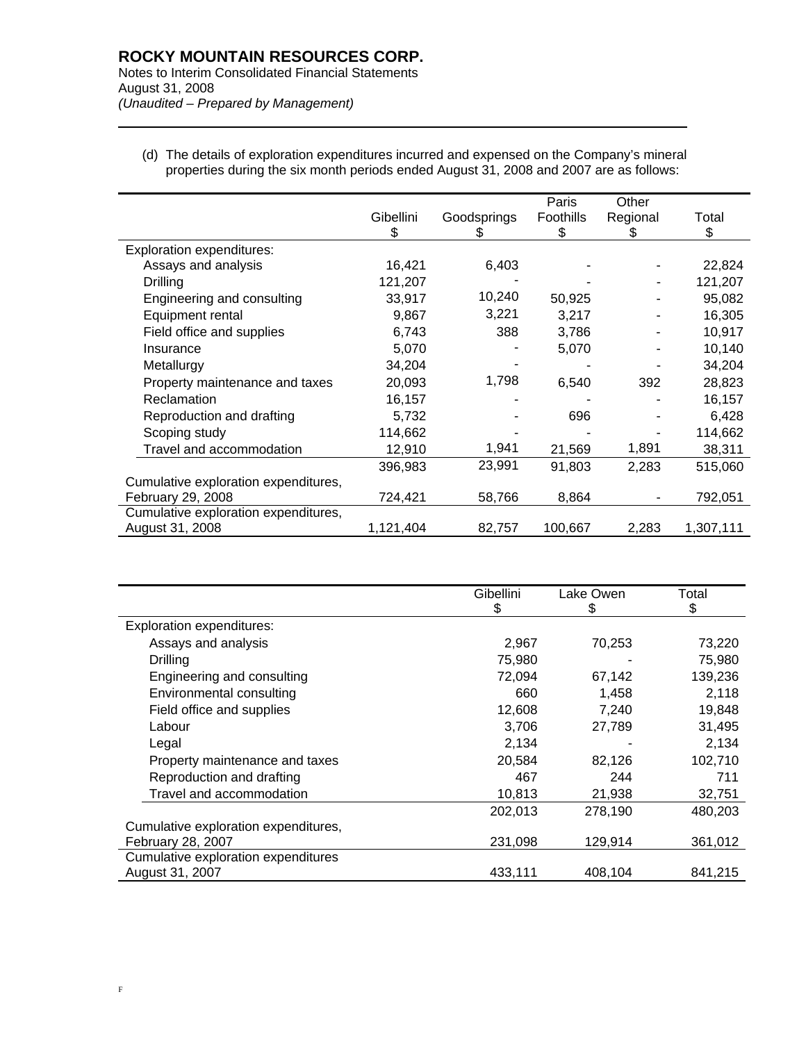# ROCKY MOUNTAIN RESOURCES CORP.

Notes to Interim Consolidated Financial Statements
August 31, 2008
*(Unaudited – Prepared by Management)*

(d) The details of exploration expenditures incurred and expensed on the Company's mineral properties during the six month periods ended August 31, 2008 and 2007 are as follows:

| | Gibellini $ | Goodsprings $ | Paris Foothills $ | Other Regional $ | Total $ |
|---|---|---|---|---|---|
| Exploration expenditures: | | | | | |
| Assays and analysis | 16,421 | 6,403 | - | - | 22,824 |
| Drilling | 121,207 | - | - | - | 121,207 |
| Engineering and consulting | 33,917 | 10,240 | 50,925 | - | 95,082 |
| Equipment rental | 9,867 | 3,221 | 3,217 | - | 16,305 |
| Field office and supplies | 6,743 | 388 | 3,786 | - | 10,917 |
| Insurance | 5,070 | - | 5,070 | - | 10,140 |
| Metallurgy | 34,204 | - | - | - | 34,204 |
| Property maintenance and taxes | 20,093 | 1,798 | 6,540 | 392 | 28,823 |
| Reclamation | 16,157 | - | - | - | 16,157 |
| Reproduction and drafting | 5,732 | - | 696 | - | 6,428 |
| Scoping study | 114,662 | - | - | - | 114,662 |
| Travel and accommodation | 12,910 | 1,941 | 21,569 | 1,891 | 38,311 |
| | 396,983 | 23,991 | 91,803 | 2,283 | 515,060 |
| Cumulative exploration expenditures, February 29, 2008 | 724,421 | 58,766 | 8,864 | - | 792,051 |
| Cumulative exploration expenditures, August 31, 2008 | 1,121,404 | 82,757 | 100,667 | 2,283 | 1,307,111 |

| | Gibellini $ | Lake Owen $ | Total $ |
|---|---|---|---|
| Exploration expenditures: | | | |
| Assays and analysis | 2,967 | 70,253 | 73,220 |
| Drilling | 75,980 | - | 75,980 |
| Engineering and consulting | 72,094 | 67,142 | 139,236 |
| Environmental consulting | 660 | 1,458 | 2,118 |
| Field office and supplies | 12,608 | 7,240 | 19,848 |
| Labour | 3,706 | 27,789 | 31,495 |
| Legal | 2,134 | - | 2,134 |
| Property maintenance and taxes | 20,584 | 82,126 | 102,710 |
| Reproduction and drafting | 467 | 244 | 711 |
| Travel and accommodation | 10,813 | 21,938 | 32,751 |
| | 202,013 | 278,190 | 480,203 |
| Cumulative exploration expenditures, February 28, 2007 | 231,098 | 129,914 | 361,012 |
| Cumulative exploration expenditures August 31, 2007 | 433,111 | 408,104 | 841,215 |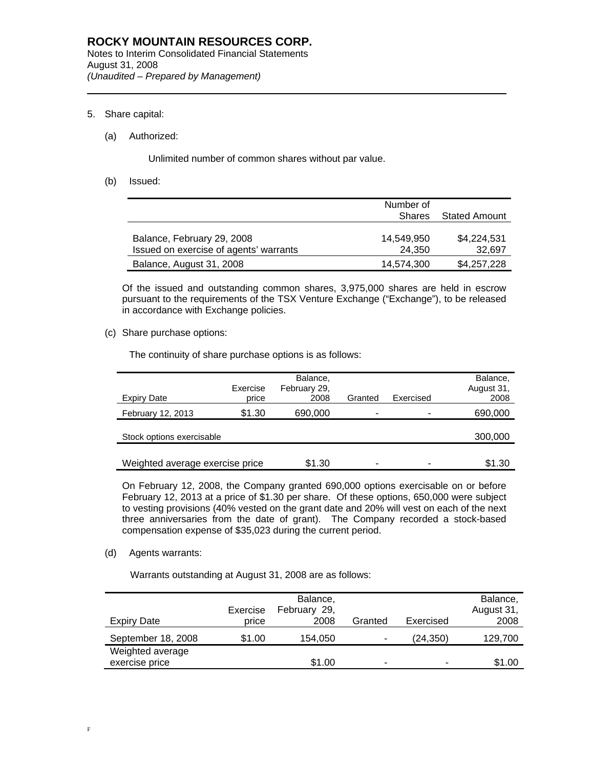## 5. Share capital:

(a) Authorized:

Unlimited number of common shares without par value.

(b) Issued:

| | Number of Shares | Stated Amount |
|---|---|---|
| Balance, February 29, 2008 | 14,549,950 | $4,224,531 |
| Issued on exercise of agents' warrants | 24,350 | 32,697 |
| Balance, August 31, 2008 | 14,574,300 | $4,257,228 |

Of the issued and outstanding common shares, 3,975,000 shares are held in escrow pursuant to the requirements of the TSX Venture Exchange ("Exchange"), to be released in accordance with Exchange policies.

(c) Share purchase options:

The continuity of share purchase options is as follows:

| Expiry Date | Exercise price | Balance, February 29, 2008 | Granted | Exercised | Balance, August 31, 2008 |
|---|---|---|---|---|---|
| February 12, 2013 | $1.30 | 690,000 | - | - | 690,000 |
| Stock options exercisable | | | | | 300,000 |
| Weighted average exercise price | | $1.30 | - | - | $1.30 |

On February 12, 2008, the Company granted 690,000 options exercisable on or before February 12, 2013 at a price of $1.30 per share. Of these options, 650,000 were subject to vesting provisions (40% vested on the grant date and 20% will vest on each of the next three anniversaries from the date of grant). The Company recorded a stock-based compensation expense of $35,023 during the current period.

(d) Agents warrants:

Warrants outstanding at August 31, 2008 are as follows:

| Expiry Date | Exercise price | Balance, February 29, 2008 | Granted | Exercised | Balance, August 31, 2008 |
|---|---|---|---|---|---|
| September 18, 2008 | $1.00 | 154,050 | - | (24,350) | 129,700 |
| Weighted average exercise price | | $1.00 | - | - | $1.00 |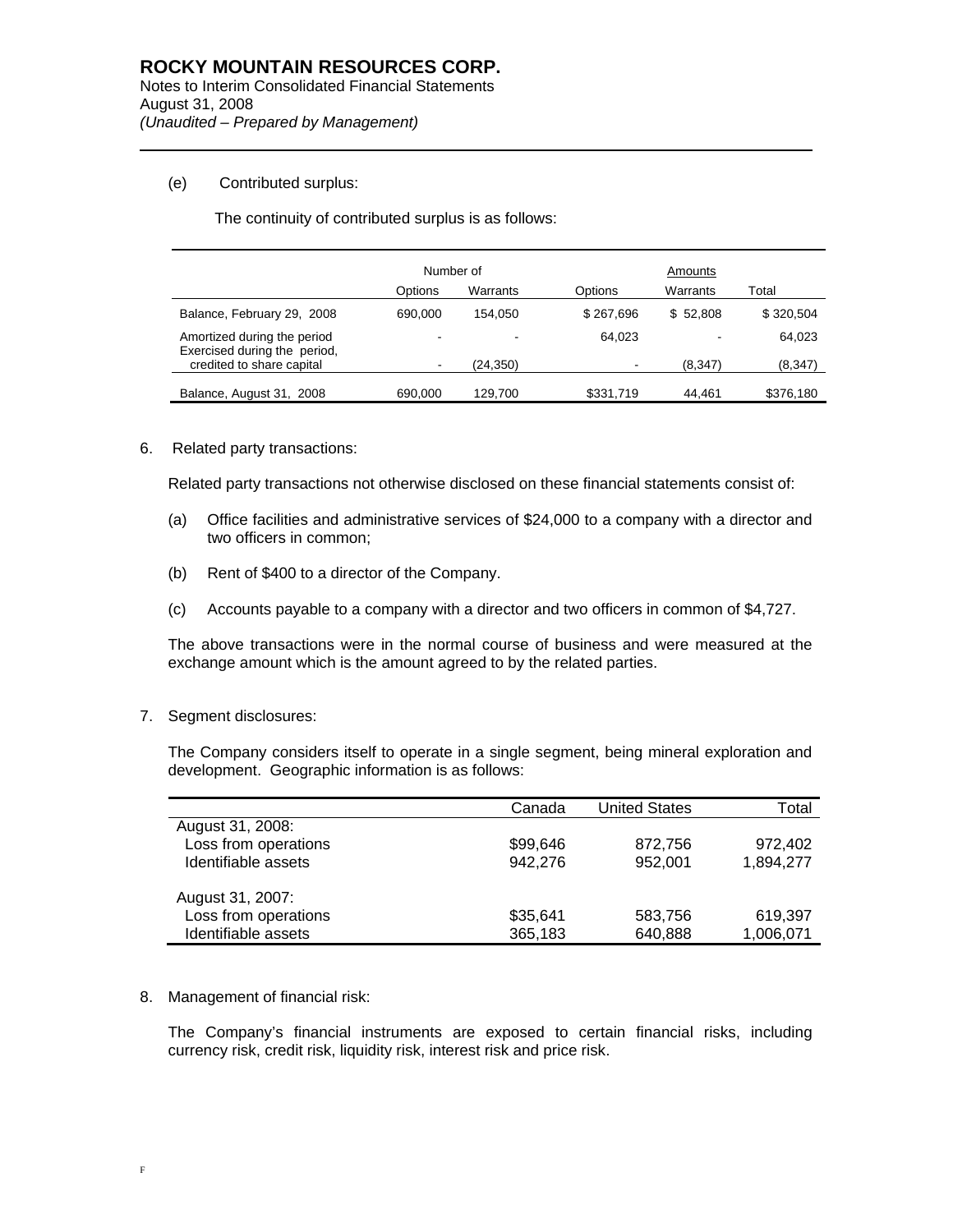**ROCKY MOUNTAIN RESOURCES CORP.**
Notes to Interim Consolidated Financial Statements
August 31, 2008
*(Unaudited – Prepared by Management)*

(e) Contributed surplus:

The continuity of contributed surplus is as follows:

| | Number of | | Amounts | | |
|---|---|---|---|---|---|
| | Options | Warrants | Options | Warrants | Total |
| Balance, February 29, 2008 | 690,000 | 154,050 | $ 267,696 | $ 52,808 | $ 320,504 |
| Amortized during the period | - | - | 64,023 | - | 64,023 |
| Exercised during the period, credited to share capital | - | (24,350) | - | (8,347) | (8,347) |
| Balance, August 31, 2008 | 690,000 | 129,700 | $331,719 | 44,461 | $376,180 |

6. Related party transactions:

Related party transactions not otherwise disclosed on these financial statements consist of:

(a) Office facilities and administrative services of $24,000 to a company with a director and two officers in common;

(b) Rent of $400 to a director of the Company.

(c) Accounts payable to a company with a director and two officers in common of $4,727.

The above transactions were in the normal course of business and were measured at the exchange amount which is the amount agreed to by the related parties.

7. Segment disclosures:

The Company considers itself to operate in a single segment, being mineral exploration and development. Geographic information is as follows:

| | Canada | United States | Total |
|---|---|---|---|
| August 31, 2008: | | | |
| Loss from operations | $99,646 | 872,756 | 972,402 |
| Identifiable assets | 942,276 | 952,001 | 1,894,277 |
| August 31, 2007: | | | |
| Loss from operations | $35,641 | 583,756 | 619,397 |
| Identifiable assets | 365,183 | 640,888 | 1,006,071 |

8. Management of financial risk:

The Company's financial instruments are exposed to certain financial risks, including currency risk, credit risk, liquidity risk, interest risk and price risk.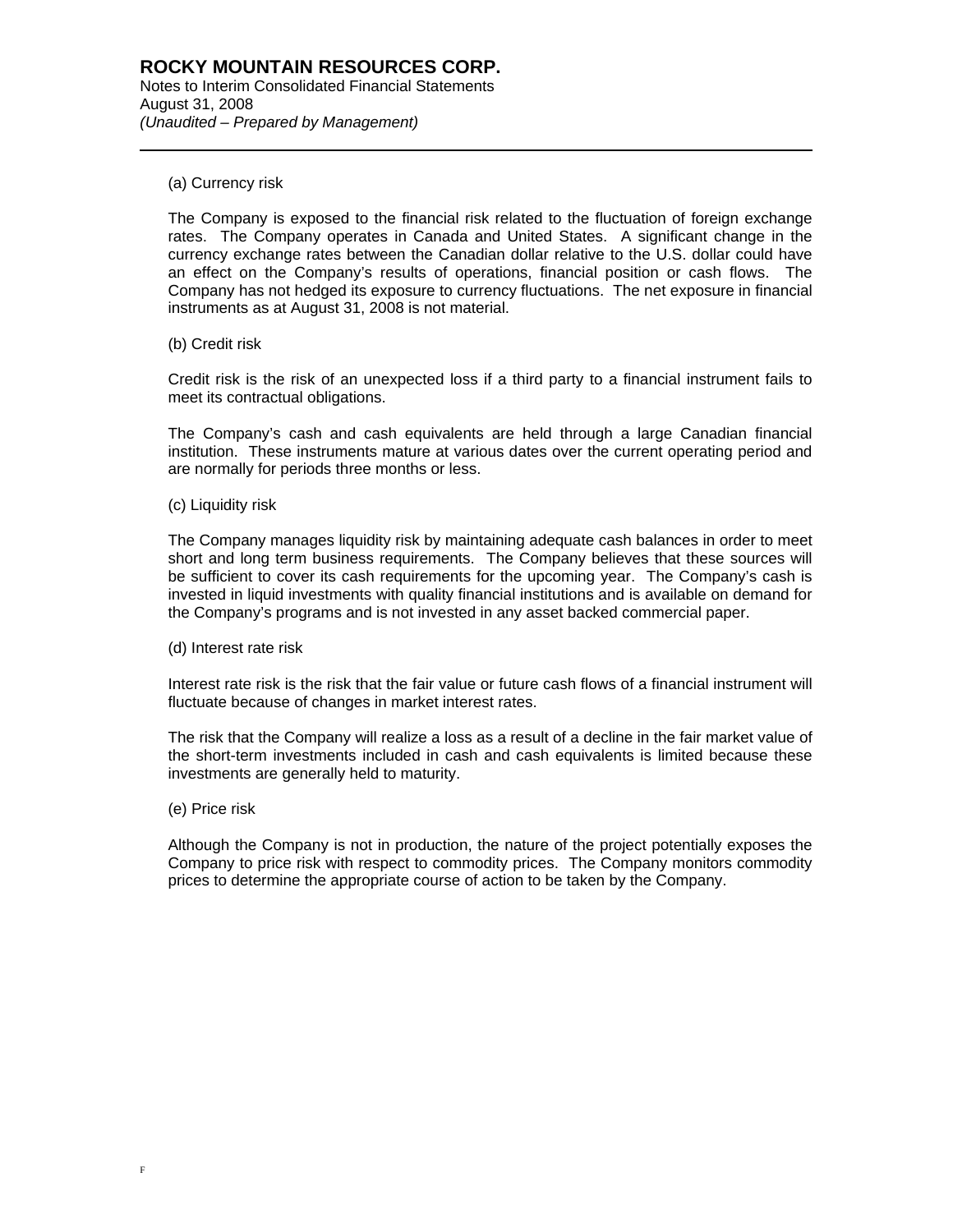(a) Currency risk

The Company is exposed to the financial risk related to the fluctuation of foreign exchange rates. The Company operates in Canada and United States. A significant change in the currency exchange rates between the Canadian dollar relative to the U.S. dollar could have an effect on the Company's results of operations, financial position or cash flows. The Company has not hedged its exposure to currency fluctuations. The net exposure in financial instruments as at August 31, 2008 is not material.

(b) Credit risk

Credit risk is the risk of an unexpected loss if a third party to a financial instrument fails to meet its contractual obligations.

The Company's cash and cash equivalents are held through a large Canadian financial institution. These instruments mature at various dates over the current operating period and are normally for periods three months or less.

(c) Liquidity risk

The Company manages liquidity risk by maintaining adequate cash balances in order to meet short and long term business requirements. The Company believes that these sources will be sufficient to cover its cash requirements for the upcoming year. The Company's cash is invested in liquid investments with quality financial institutions and is available on demand for the Company's programs and is not invested in any asset backed commercial paper.

(d) Interest rate risk

Interest rate risk is the risk that the fair value or future cash flows of a financial instrument will fluctuate because of changes in market interest rates.

The risk that the Company will realize a loss as a result of a decline in the fair market value of the short-term investments included in cash and cash equivalents is limited because these investments are generally held to maturity.

(e) Price risk

Although the Company is not in production, the nature of the project potentially exposes the Company to price risk with respect to commodity prices. The Company monitors commodity prices to determine the appropriate course of action to be taken by the Company.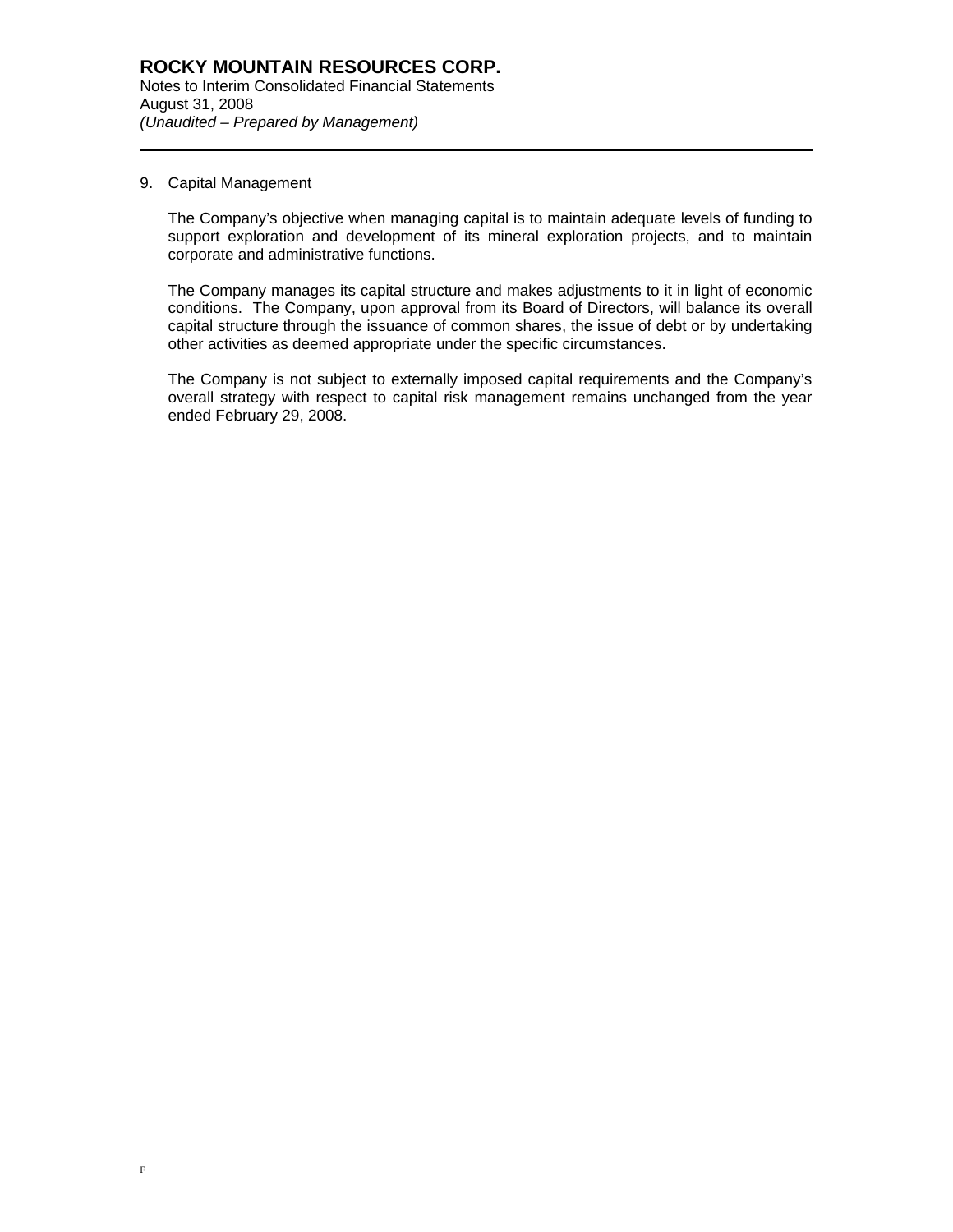## 9. Capital Management

The Company's objective when managing capital is to maintain adequate levels of funding to support exploration and development of its mineral exploration projects, and to maintain corporate and administrative functions.

The Company manages its capital structure and makes adjustments to it in light of economic conditions. The Company, upon approval from its Board of Directors, will balance its overall capital structure through the issuance of common shares, the issue of debt or by undertaking other activities as deemed appropriate under the specific circumstances.

The Company is not subject to externally imposed capital requirements and the Company's overall strategy with respect to capital risk management remains unchanged from the year ended February 29, 2008.